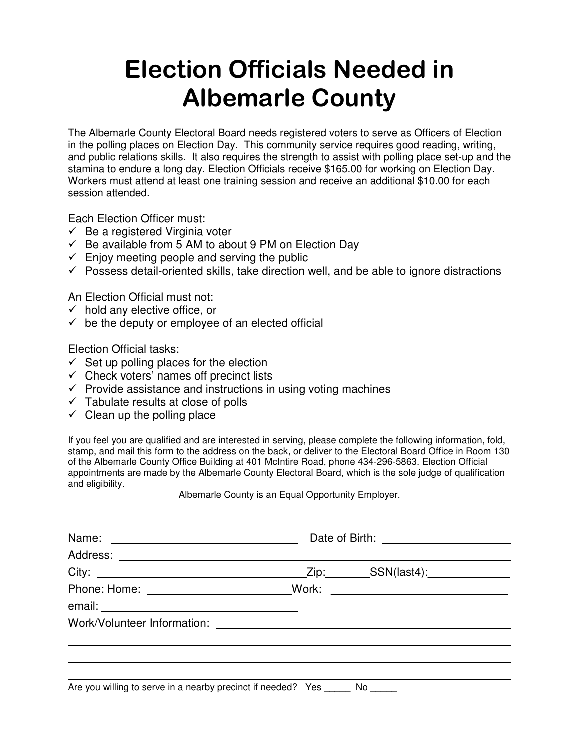# Election Officials Needed in Albemarle County

The Albemarle County Electoral Board needs registered voters to serve as Officers of Election in the polling places on Election Day. This community service requires good reading, writing, and public relations skills. It also requires the strength to assist with polling place set-up and the stamina to endure a long day. Election Officials receive $165.00 for working on Election Day. Workers must attend at least one training session and receive an additional $10.00 for each session attended.

Each Election Officer must:

- ✓ Be a registered Virginia voter
- ✓ Be available from 5 AM to about 9 PM on Election Day
- ✓ Enjoy meeting people and serving the public
- ✓ Possess detail-oriented skills, take direction well, and be able to ignore distractions

An Election Official must not:

- ✓ hold any elective office, or
- ✓ be the deputy or employee of an elected official

Election Official tasks:

- ✓ Set up polling places for the election
- ✓ Check voters' names off precinct lists
- ✓ Provide assistance and instructions in using voting machines
- ✓ Tabulate results at close of polls
- ✓ Clean up the polling place

If you feel you are qualified and are interested in serving, please complete the following information, fold, stamp, and mail this form to the address on the back, or deliver to the Electoral Board Office in Room 130 of the Albemarle County Office Building at 401 McIntire Road, phone 434-296-5863. Election Official appointments are made by the Albemarle County Electoral Board, which is the sole judge of qualification and eligibility.

Albemarle County is an Equal Opportunity Employer.

---

Name: ______________________________ Date of Birth: ____________________

Address: ______________________________________________________________

City: ________________________________ Zip:_______ SSN(last4):_____________

Phone: Home: ______________________ Work: ____________________________

email: ______________________________

Work/Volunteer Information: ____________________________________________

______________________________________________________________________

______________________________________________________________________

______________________________________________________________________

Are you willing to serve in a nearby precinct if needed? Yes _____ No _____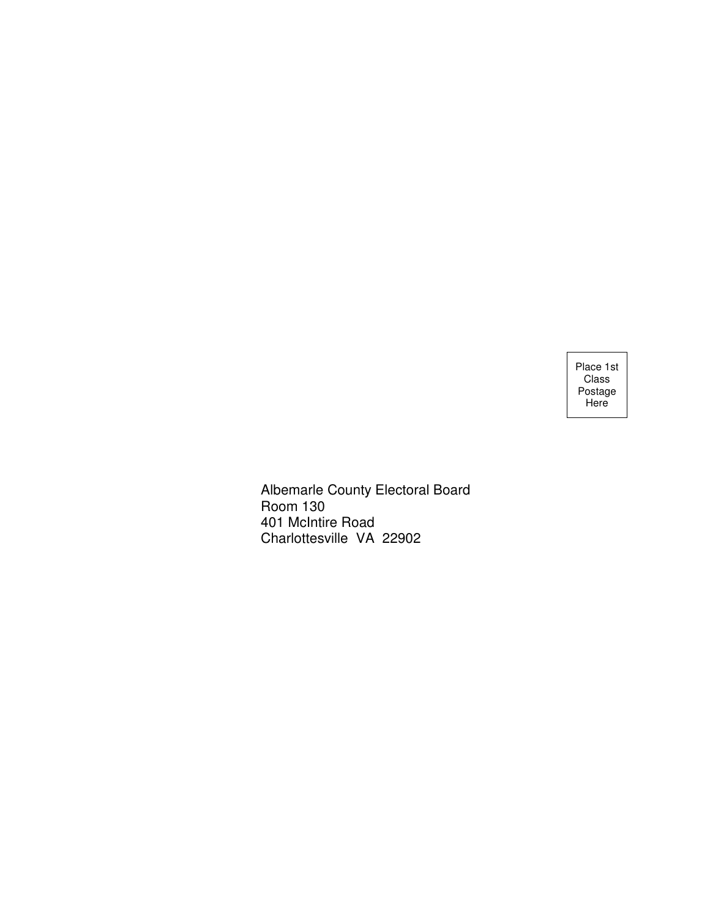Place 1st
Class
Postage
Here

Albemarle County Electoral Board
Room 130
401 McIntire Road
Charlottesville VA 22902